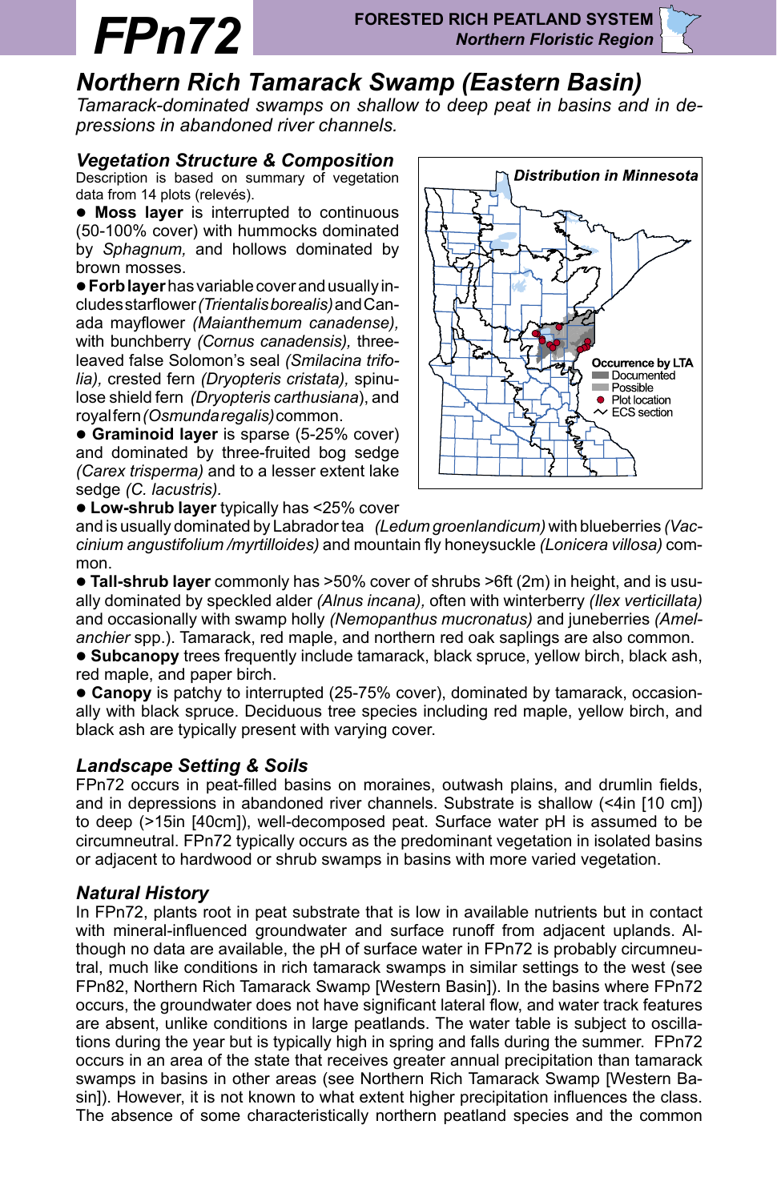# FPn72

**FORESTED RICH PEATLAND SYSTEM**
***Northern Floristic Region***

## Northern Rich Tamarack Swamp (Eastern Basin)

*Tamarack-dominated swamps on shallow to deep peat in basins and in depressions in abandoned river channels.*

### Vegetation Structure & Composition

Description is based on summary of vegetation data from 14 plots (relevés).

- **Moss layer** is interrupted to continuous (50-100% cover) with hummocks dominated by *Sphagnum,* and hollows dominated by brown mosses.
- **Forb layer** has variable cover and usually includes starflower *(Trientalis borealis)* and Canada mayflower *(Maianthemum canadense),* with bunchberry *(Cornus canadensis),* three-leaved false Solomon's seal *(Smilacina trifolia),* crested fern *(Dryopteris cristata),* spinulose shield fern *(Dryopteris carthusiana)*, and royal fern *(Osmunda regalis)* common.
- **Graminoid layer** is sparse (5-25% cover) and dominated by three-fruited bog sedge *(Carex trisperma)* and to a lesser extent lake sedge *(C. lacustris).*
- **Low-shrub layer** typically has <25% cover and is usually dominated by Labrador tea *(Ledum groenlandicum)* with blueberries *(Vaccinium angustifolium /myrtilloides)* and mountain fly honeysuckle *(Lonicera villosa)* common.
- **Tall-shrub layer** commonly has >50% cover of shrubs >6ft (2m) in height, and is usually dominated by speckled alder *(Alnus incana),* often with winterberry *(Ilex verticillata)* and occasionally with swamp holly *(Nemopanthus mucronatus)* and juneberries *(Amelanchier* spp.). Tamarack, red maple, and northern red oak saplings are also common.
- **Subcanopy** trees frequently include tamarack, black spruce, yellow birch, black ash, red maple, and paper birch.
- **Canopy** is patchy to interrupted (25-75% cover), dominated by tamarack, occasionally with black spruce. Deciduous tree species including red maple, yellow birch, and black ash are typically present with varying cover.

**Distribution in Minnesota**

**Occurrence by LTA**
- Documented
- Possible
- Plot location
- ECS section

### Landscape Setting & Soils

FPn72 occurs in peat-filled basins on moraines, outwash plains, and drumlin fields, and in depressions in abandoned river channels. Substrate is shallow (<4in [10 cm]) to deep (>15in [40cm]), well-decomposed peat. Surface water pH is assumed to be circumneutral. FPn72 typically occurs as the predominant vegetation in isolated basins or adjacent to hardwood or shrub swamps in basins with more varied vegetation.

### Natural History

In FPn72, plants root in peat substrate that is low in available nutrients but in contact with mineral-influenced groundwater and surface runoff from adjacent uplands. Although no data are available, the pH of surface water in FPn72 is probably circumneutral, much like conditions in rich tamarack swamps in similar settings to the west (see FPn82, Northern Rich Tamarack Swamp [Western Basin]). In the basins where FPn72 occurs, the groundwater does not have significant lateral flow, and water track features are absent, unlike conditions in large peatlands. The water table is subject to oscillations during the year but is typically high in spring and falls during the summer. FPn72 occurs in an area of the state that receives greater annual precipitation than tamarack swamps in basins in other areas (see Northern Rich Tamarack Swamp [Western Basin]). However, it is not known to what extent higher precipitation influences the class. The absence of some characteristically northern peatland species and the common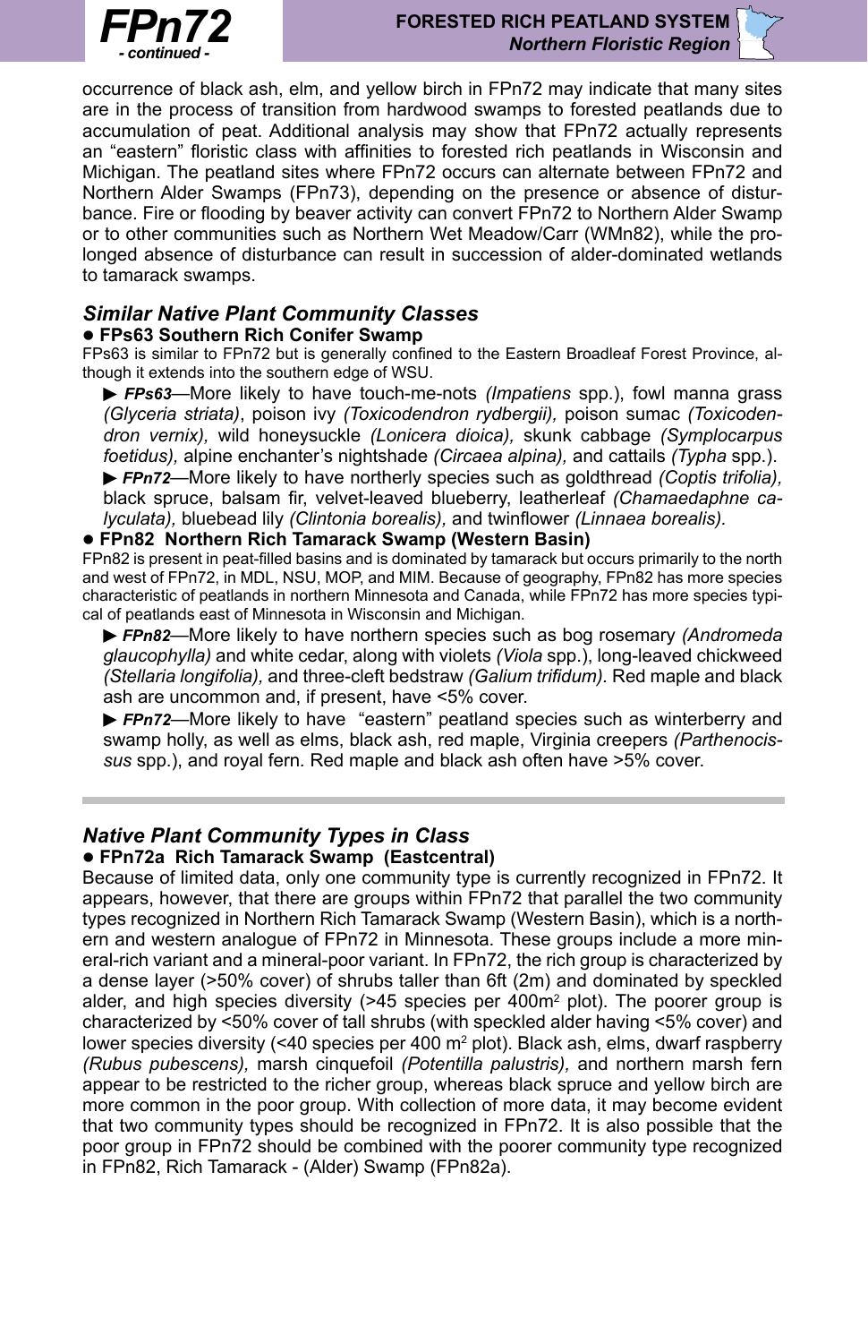occurrence of black ash, elm, and yellow birch in FPn72 may indicate that many sites are in the process of transition from hardwood swamps to forested peatlands due to accumulation of peat. Additional analysis may show that FPn72 actually represents an “eastern” floristic class with affinities to forested rich peatlands in Wisconsin and Michigan. The peatland sites where FPn72 occurs can alternate between FPn72 and Northern Alder Swamps (FPn73), depending on the presence or absence of disturbance. Fire or flooding by beaver activity can convert FPn72 to Northern Alder Swamp or to other communities such as Northern Wet Meadow/Carr (WMn82), while the prolonged absence of disturbance can result in succession of alder-dominated wetlands to tamarack swamps.

## *Similar Native Plant Community Classes*

**● FPs63 Southern Rich Conifer Swamp**

FPs63 is similar to FPn72 but is generally confined to the Eastern Broadleaf Forest Province, although it extends into the southern edge of WSU.

▶ ***FPs63***—More likely to have touch-me-nots *(Impatiens* spp.), fowl manna grass *(Glyceria striata)*, poison ivy *(Toxicodendron rydbergii),* poison sumac *(Toxicodendron vernix),* wild honeysuckle *(Lonicera dioica),* skunk cabbage *(Symplocarpus foetidus),* alpine enchanter’s nightshade *(Circaea alpina),* and cattails *(Typha* spp.).

▶ ***FPn72***—More likely to have northerly species such as goldthread *(Coptis trifolia),* black spruce, balsam fir, velvet-leaved blueberry, leatherleaf *(Chamaedaphne calyculata),* bluebead lily *(Clintonia borealis),* and twinflower *(Linnaea borealis).*

**● FPn82 Northern Rich Tamarack Swamp (Western Basin)**

FPn82 is present in peat-filled basins and is dominated by tamarack but occurs primarily to the north and west of FPn72, in MDL, NSU, MOP, and MIM. Because of geography, FPn82 has more species characteristic of peatlands in northern Minnesota and Canada, while FPn72 has more species typical of peatlands east of Minnesota in Wisconsin and Michigan.

▶ ***FPn82***—More likely to have northern species such as bog rosemary *(Andromeda glaucophylla)* and white cedar, along with violets *(Viola* spp.), long-leaved chickweed *(Stellaria longifolia),* and three-cleft bedstraw *(Galium trifidum).* Red maple and black ash are uncommon and, if present, have <5% cover.

▶ ***FPn72***—More likely to have “eastern” peatland species such as winterberry and swamp holly, as well as elms, black ash, red maple, Virginia creepers *(Parthenocissus* spp.), and royal fern. Red maple and black ash often have >5% cover.

## *Native Plant Community Types in Class*

**● FPn72a Rich Tamarack Swamp (Eastcentral)**

Because of limited data, only one community type is currently recognized in FPn72. It appears, however, that there are groups within FPn72 that parallel the two community types recognized in Northern Rich Tamarack Swamp (Western Basin), which is a northern and western analogue of FPn72 in Minnesota. These groups include a more mineral-rich variant and a mineral-poor variant. In FPn72, the rich group is characterized by a dense layer (>50% cover) of shrubs taller than 6ft (2m) and dominated by speckled alder, and high species diversity (>45 species per 400m$^2$ plot). The poorer group is characterized by <50% cover of tall shrubs (with speckled alder having <5% cover) and lower species diversity (<40 species per 400 m$^2$ plot). Black ash, elms, dwarf raspberry *(Rubus pubescens),* marsh cinquefoil *(Potentilla palustris),* and northern marsh fern appear to be restricted to the richer group, whereas black spruce and yellow birch are more common in the poor group. With collection of more data, it may become evident that two community types should be recognized in FPn72. It is also possible that the poor group in FPn72 should be combined with the poorer community type recognized in FPn82, Rich Tamarack - (Alder) Swamp (FPn82a).